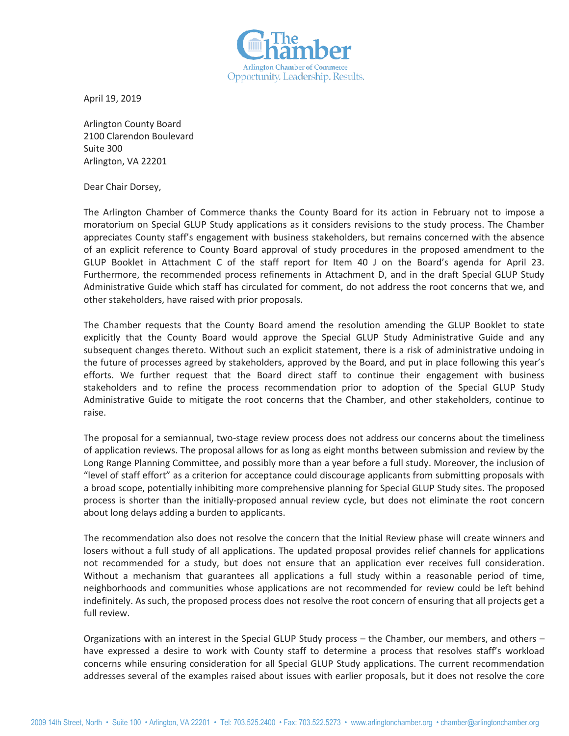April 19, 2019

Arlington County Board
2100 Clarendon Boulevard
Suite 300
Arlington, VA 22201

Dear Chair Dorsey,

The Arlington Chamber of Commerce thanks the County Board for its action in February not to impose a moratorium on Special GLUP Study applications as it considers revisions to the study process. The Chamber appreciates County staff's engagement with business stakeholders, but remains concerned with the absence of an explicit reference to County Board approval of study procedures in the proposed amendment to the GLUP Booklet in Attachment C of the staff report for Item 40 J on the Board's agenda for April 23. Furthermore, the recommended process refinements in Attachment D, and in the draft Special GLUP Study Administrative Guide which staff has circulated for comment, do not address the root concerns that we, and other stakeholders, have raised with prior proposals.

The Chamber requests that the County Board amend the resolution amending the GLUP Booklet to state explicitly that the County Board would approve the Special GLUP Study Administrative Guide and any subsequent changes thereto. Without such an explicit statement, there is a risk of administrative undoing in the future of processes agreed by stakeholders, approved by the Board, and put in place following this year's efforts. We further request that the Board direct staff to continue their engagement with business stakeholders and to refine the process recommendation prior to adoption of the Special GLUP Study Administrative Guide to mitigate the root concerns that the Chamber, and other stakeholders, continue to raise.

The proposal for a semiannual, two-stage review process does not address our concerns about the timeliness of application reviews. The proposal allows for as long as eight months between submission and review by the Long Range Planning Committee, and possibly more than a year before a full study. Moreover, the inclusion of "level of staff effort" as a criterion for acceptance could discourage applicants from submitting proposals with a broad scope, potentially inhibiting more comprehensive planning for Special GLUP Study sites. The proposed process is shorter than the initially-proposed annual review cycle, but does not eliminate the root concern about long delays adding a burden to applicants.

The recommendation also does not resolve the concern that the Initial Review phase will create winners and losers without a full study of all applications. The updated proposal provides relief channels for applications not recommended for a study, but does not ensure that an application ever receives full consideration. Without a mechanism that guarantees all applications a full study within a reasonable period of time, neighborhoods and communities whose applications are not recommended for review could be left behind indefinitely. As such, the proposed process does not resolve the root concern of ensuring that all projects get a full review.

Organizations with an interest in the Special GLUP Study process – the Chamber, our members, and others – have expressed a desire to work with County staff to determine a process that resolves staff's workload concerns while ensuring consideration for all Special GLUP Study applications. The current recommendation addresses several of the examples raised about issues with earlier proposals, but it does not resolve the core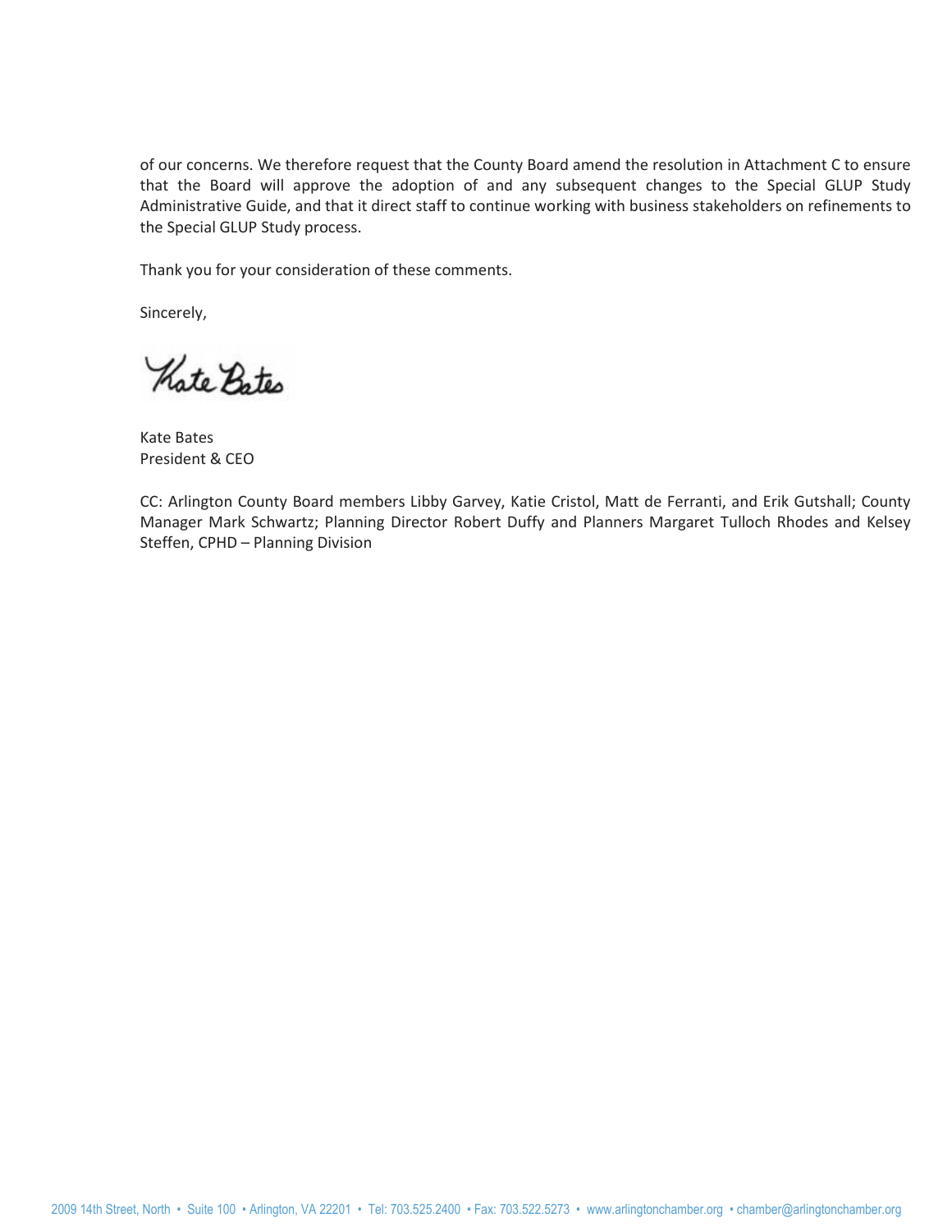of our concerns. We therefore request that the County Board amend the resolution in Attachment C to ensure that the Board will approve the adoption of and any subsequent changes to the Special GLUP Study Administrative Guide, and that it direct staff to continue working with business stakeholders on refinements to the Special GLUP Study process.

Thank you for your consideration of these comments.

Sincerely,

Kate Bates

Kate Bates
President & CEO

CC: Arlington County Board members Libby Garvey, Katie Cristol, Matt de Ferranti, and Erik Gutshall; County Manager Mark Schwartz; Planning Director Robert Duffy and Planners Margaret Tulloch Rhodes and Kelsey Steffen, CPHD – Planning Division